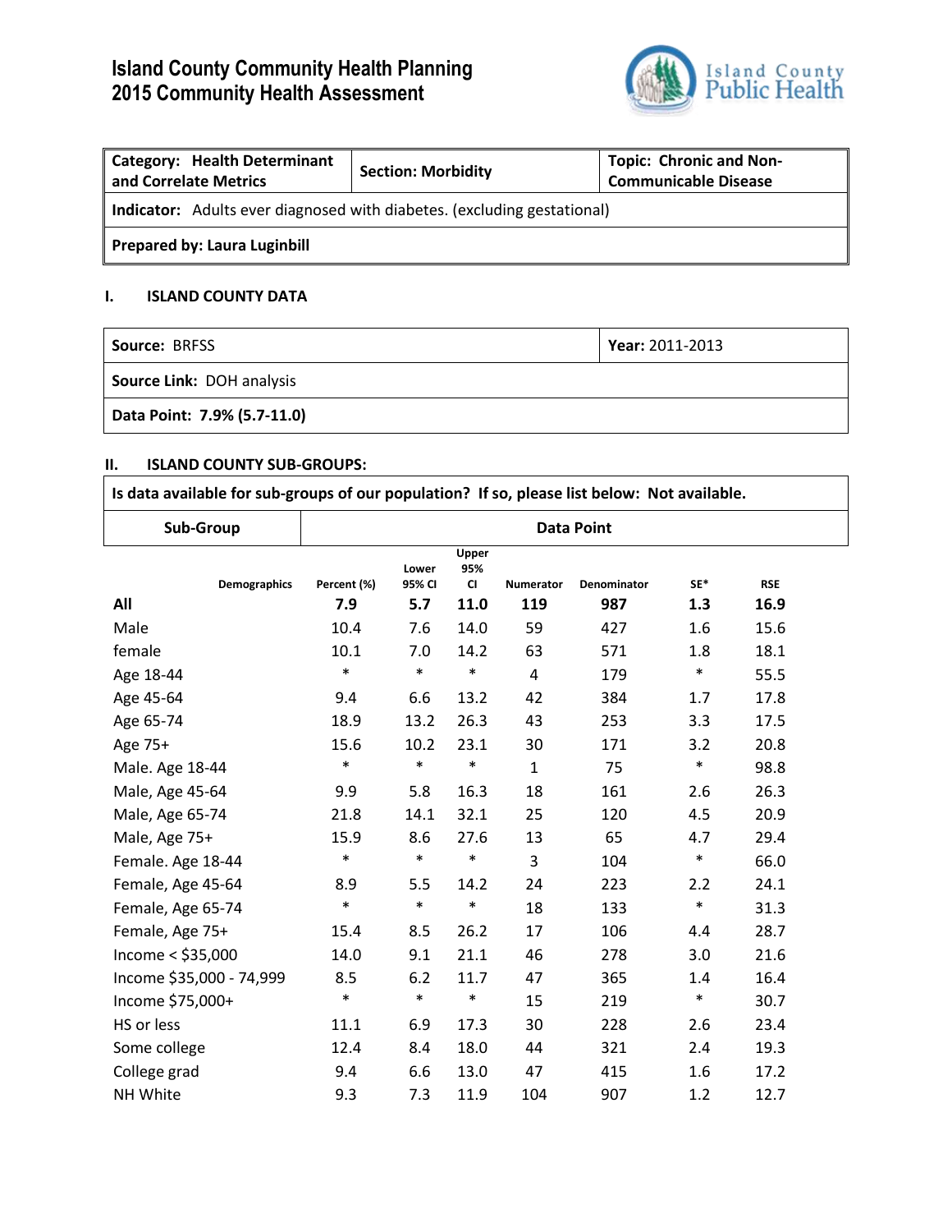# Island County Community Health Planning
# 2015 Community Health Assessment

Island County Public Health

| **Category: Health Determinant and Correlate Metrics** | **Section: Morbidity** | **Topic: Chronic and Non-Communicable Disease** |
|---|---|---|
| **Indicator:** Adults ever diagnosed with diabetes. (excluding gestational) | | |
| **Prepared by: Laura Luginbill** | | |

### I. ISLAND COUNTY DATA

| **Source:** BRFSS | **Year:** 2011-2013 |
|---|---|
| **Source Link:** DOH analysis | |
| **Data Point: 7.9% (5.7-11.0)** | |

### II. ISLAND COUNTY SUB-GROUPS:

**Is data available for sub-groups of our population? If so, please list below: Not available.**

| Sub-Group | Data Point |
|---|---|

| Demographics | Percent (%) | Lower 95% CI | Upper 95% CI | Numerator | Denominator | SE* | RSE |
|---|---|---|---|---|---|---|---|
| **All** | **7.9** | **5.7** | **11.0** | **119** | **987** | **1.3** | **16.9** |
| Male | 10.4 | 7.6 | 14.0 | 59 | 427 | 1.6 | 15.6 |
| female | 10.1 | 7.0 | 14.2 | 63 | 571 | 1.8 | 18.1 |
| Age 18-44 | * | * | * | 4 | 179 | * | 55.5 |
| Age 45-64 | 9.4 | 6.6 | 13.2 | 42 | 384 | 1.7 | 17.8 |
| Age 65-74 | 18.9 | 13.2 | 26.3 | 43 | 253 | 3.3 | 17.5 |
| Age 75+ | 15.6 | 10.2 | 23.1 | 30 | 171 | 3.2 | 20.8 |
| Male. Age 18-44 | * | * | * | 1 | 75 | * | 98.8 |
| Male, Age 45-64 | 9.9 | 5.8 | 16.3 | 18 | 161 | 2.6 | 26.3 |
| Male, Age 65-74 | 21.8 | 14.1 | 32.1 | 25 | 120 | 4.5 | 20.9 |
| Male, Age 75+ | 15.9 | 8.6 | 27.6 | 13 | 65 | 4.7 | 29.4 |
| Female. Age 18-44 | * | * | * | 3 | 104 | * | 66.0 |
| Female, Age 45-64 | 8.9 | 5.5 | 14.2 | 24 | 223 | 2.2 | 24.1 |
| Female, Age 65-74 | * | * | * | 18 | 133 | * | 31.3 |
| Female, Age 75+ | 15.4 | 8.5 | 26.2 | 17 | 106 | 4.4 | 28.7 |
| Income < $35,000 | 14.0 | 9.1 | 21.1 | 46 | 278 | 3.0 | 21.6 |
| Income $35,000 - 74,999 | 8.5 | 6.2 | 11.7 | 47 | 365 | 1.4 | 16.4 |
| Income $75,000+ | * | * | * | 15 | 219 | * | 30.7 |
| HS or less | 11.1 | 6.9 | 17.3 | 30 | 228 | 2.6 | 23.4 |
| Some college | 12.4 | 8.4 | 18.0 | 44 | 321 | 2.4 | 19.3 |
| College grad | 9.4 | 6.6 | 13.0 | 47 | 415 | 1.6 | 17.2 |
| NH White | 9.3 | 7.3 | 11.9 | 104 | 907 | 1.2 | 12.7 |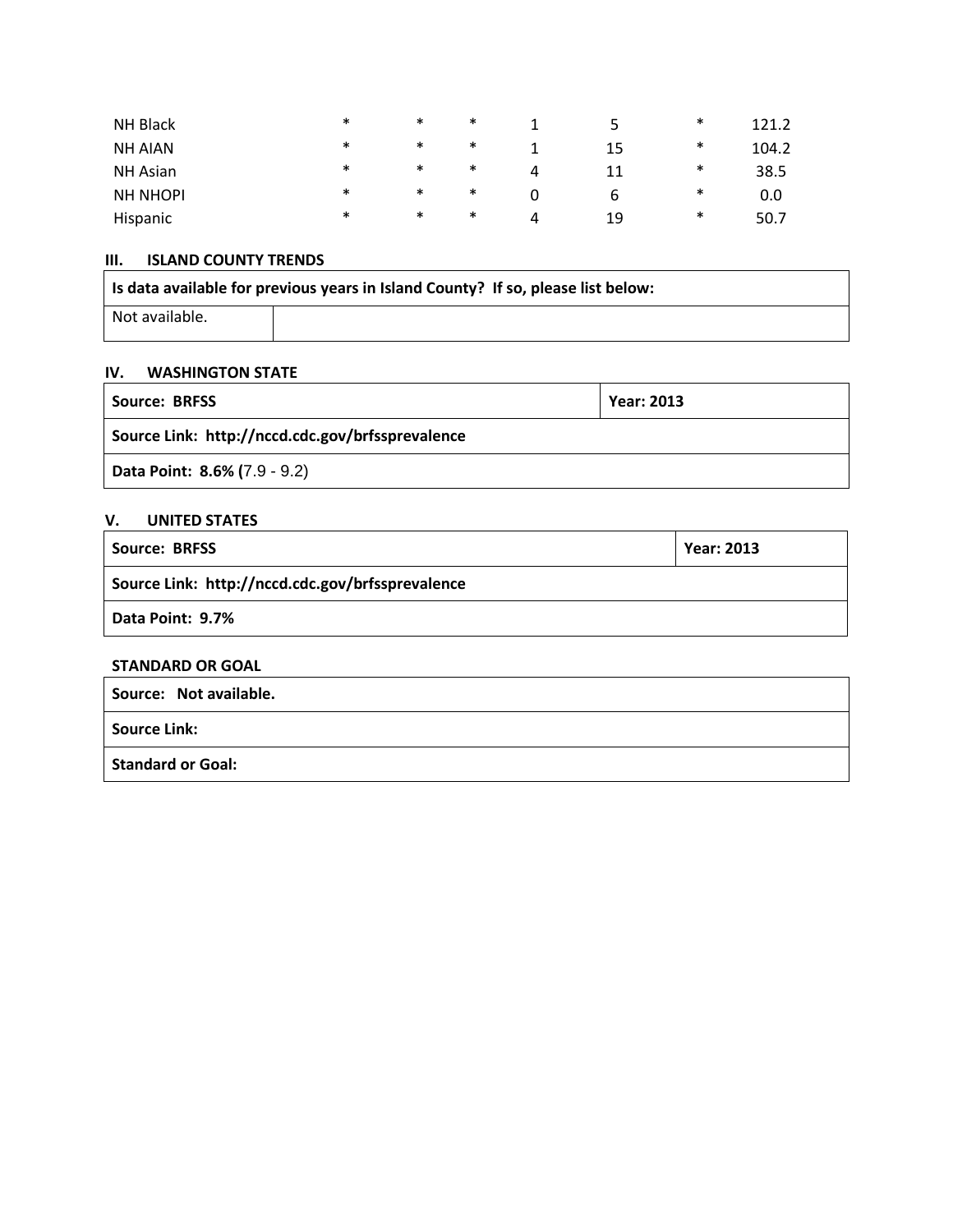| | | | | | | | |
|---|---|---|---|---|---|---|---|
| NH Black | * | * | * | 1 | 5 | * | 121.2 |
| NH AIAN | * | * | * | 1 | 15 | * | 104.2 |
| NH Asian | * | * | * | 4 | 11 | * | 38.5 |
| NH NHOPI | * | * | * | 0 | 6 | * | 0.0 |
| Hispanic | * | * | * | 4 | 19 | * | 50.7 |

### III. ISLAND COUNTY TRENDS

| **Is data available for previous years in Island County? If so, please list below:** | |
|---|---|
| Not available. | |

### IV. WASHINGTON STATE

| **Source: BRFSS** | **Year: 2013** |
|---|---|
| **Source Link: http://nccd.cdc.gov/brfssprevalence** | |
| **Data Point: 8.6% (**7.9 - 9.2) | |

### V. UNITED STATES

| **Source: BRFSS** | **Year: 2013** |
|---|---|
| **Source Link: http://nccd.cdc.gov/brfssprevalence** | |
| **Data Point: 9.7%** | |

### STANDARD OR GOAL

| **Source: Not available.** |
|---|
| **Source Link:** |
| **Standard or Goal:** |